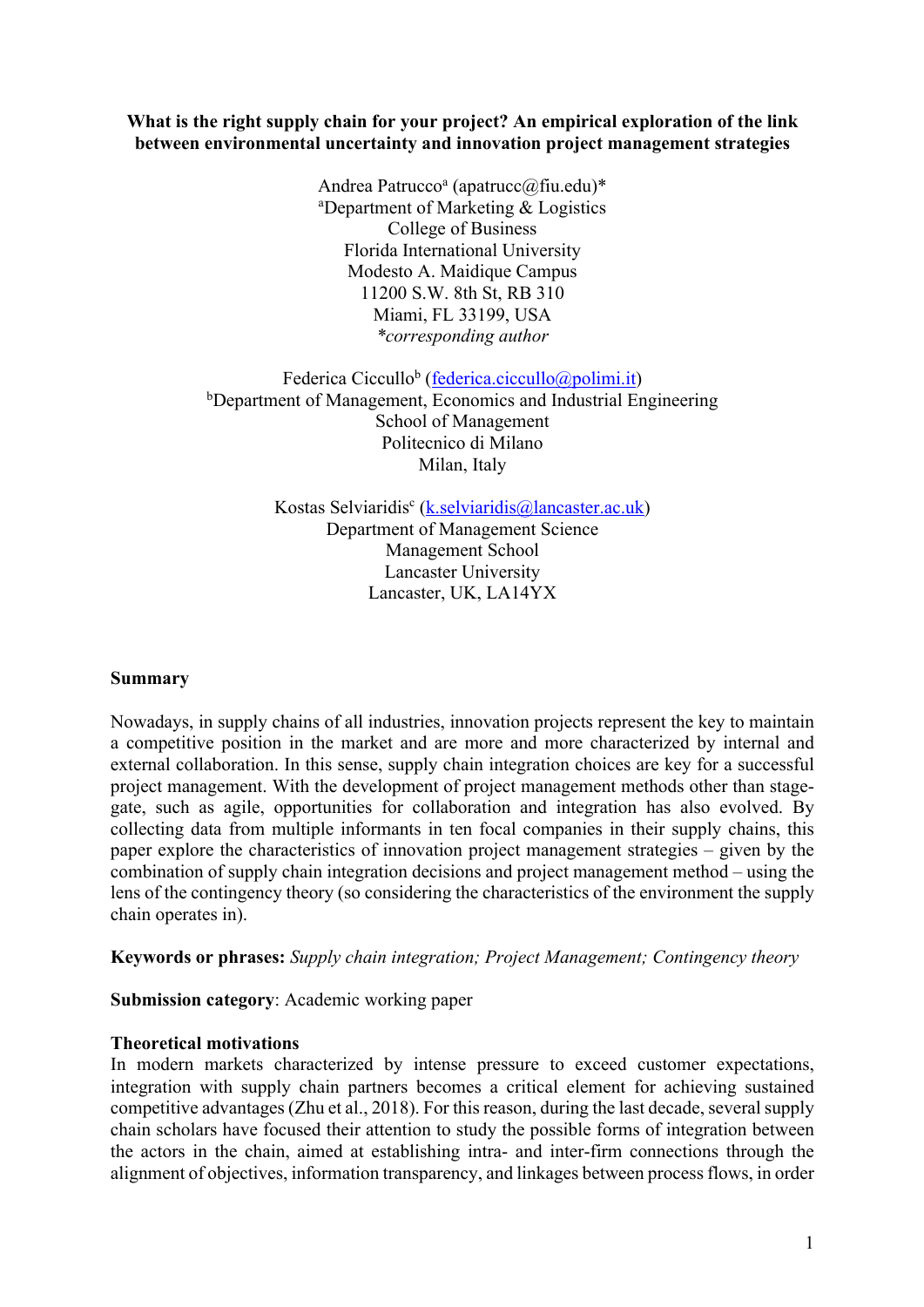**What is the right supply chain for your project? An empirical exploration of the link between environmental uncertainty and innovation project management strategies**

Andrea Patrucco[a] (apatrucc@fiu.edu)*
[a]Department of Marketing & Logistics
College of Business
Florida International University
Modesto A. Maidique Campus
11200 S.W. 8th St, RB 310
Miami, FL 33199, USA
*\*corresponding author*

Federica Ciccullo[b] (federica.ciccullo@polimi.it)
[b]Department of Management, Economics and Industrial Engineering
School of Management
Politecnico di Milano
Milan, Italy

Kostas Selviaridis[c] (k.selviaridis@lancaster.ac.uk)
Department of Management Science
Management School
Lancaster University
Lancaster, UK, LA14YX

## Summary

Nowadays, in supply chains of all industries, innovation projects represent the key to maintain a competitive position in the market and are more and more characterized by internal and external collaboration. In this sense, supply chain integration choices are key for a successful project management. With the development of project management methods other than stage-gate, such as agile, opportunities for collaboration and integration has also evolved. By collecting data from multiple informants in ten focal companies in their supply chains, this paper explore the characteristics of innovation project management strategies – given by the combination of supply chain integration decisions and project management method – using the lens of the contingency theory (so considering the characteristics of the environment the supply chain operates in).

**Keywords or phrases:** *Supply chain integration; Project Management; Contingency theory*

**Submission category**: Academic working paper

## Theoretical motivations

In modern markets characterized by intense pressure to exceed customer expectations, integration with supply chain partners becomes a critical element for achieving sustained competitive advantages (Zhu et al., 2018). For this reason, during the last decade, several supply chain scholars have focused their attention to study the possible forms of integration between the actors in the chain, aimed at establishing intra- and inter-firm connections through the alignment of objectives, information transparency, and linkages between process flows, in order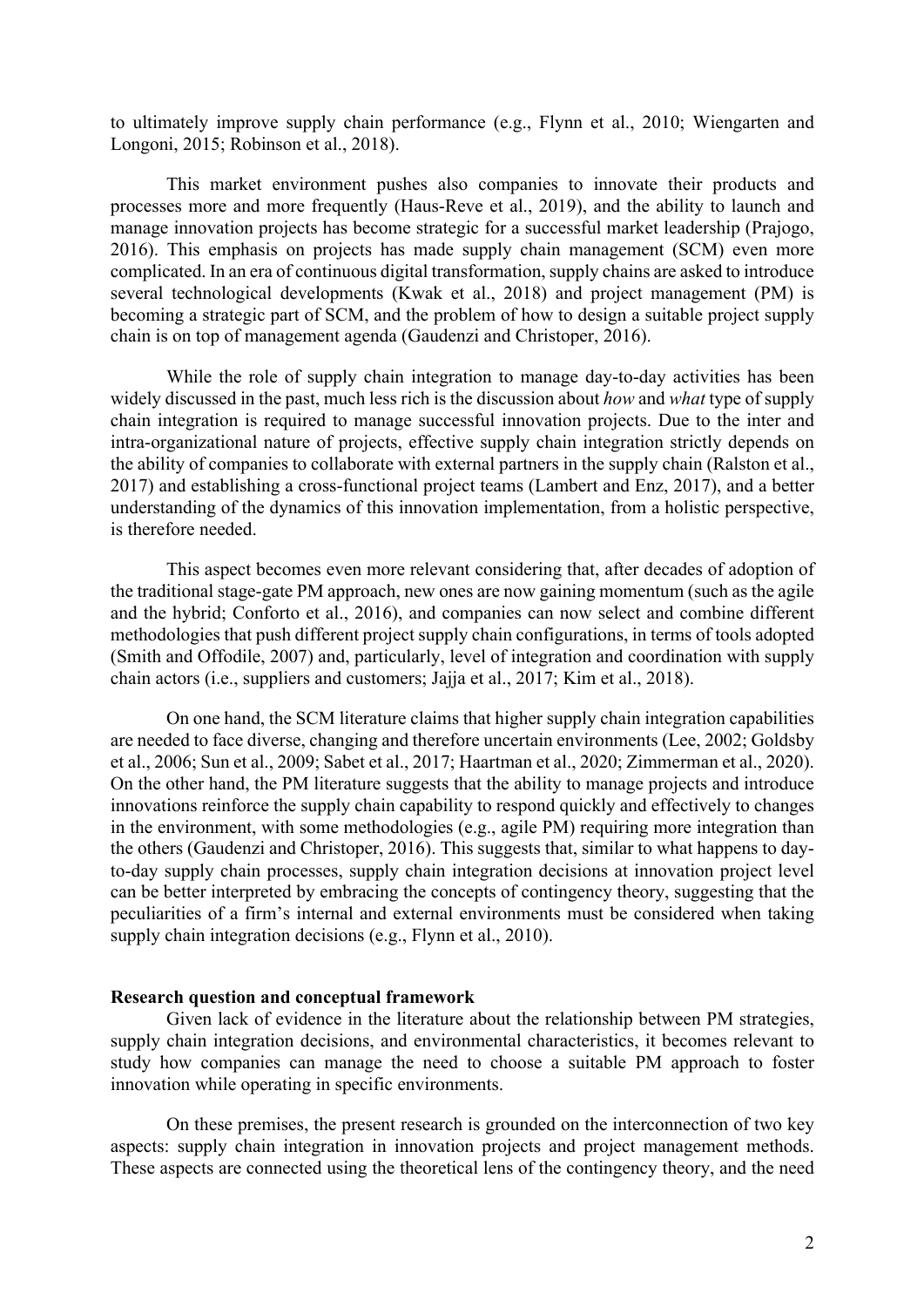to ultimately improve supply chain performance (e.g., Flynn et al., 2010; Wiengarten and Longoni, 2015; Robinson et al., 2018).

This market environment pushes also companies to innovate their products and processes more and more frequently (Haus-Reve et al., 2019), and the ability to launch and manage innovation projects has become strategic for a successful market leadership (Prajogo, 2016). This emphasis on projects has made supply chain management (SCM) even more complicated. In an era of continuous digital transformation, supply chains are asked to introduce several technological developments (Kwak et al., 2018) and project management (PM) is becoming a strategic part of SCM, and the problem of how to design a suitable project supply chain is on top of management agenda (Gaudenzi and Christoper, 2016).

While the role of supply chain integration to manage day-to-day activities has been widely discussed in the past, much less rich is the discussion about *how* and *what* type of supply chain integration is required to manage successful innovation projects. Due to the inter and intra-organizational nature of projects, effective supply chain integration strictly depends on the ability of companies to collaborate with external partners in the supply chain (Ralston et al., 2017) and establishing a cross-functional project teams (Lambert and Enz, 2017), and a better understanding of the dynamics of this innovation implementation, from a holistic perspective, is therefore needed.

This aspect becomes even more relevant considering that, after decades of adoption of the traditional stage-gate PM approach, new ones are now gaining momentum (such as the agile and the hybrid; Conforto et al., 2016), and companies can now select and combine different methodologies that push different project supply chain configurations, in terms of tools adopted (Smith and Offodile, 2007) and, particularly, level of integration and coordination with supply chain actors (i.e., suppliers and customers; Jajja et al., 2017; Kim et al., 2018).

On one hand, the SCM literature claims that higher supply chain integration capabilities are needed to face diverse, changing and therefore uncertain environments (Lee, 2002; Goldsby et al., 2006; Sun et al., 2009; Sabet et al., 2017; Haartman et al., 2020; Zimmerman et al., 2020). On the other hand, the PM literature suggests that the ability to manage projects and introduce innovations reinforce the supply chain capability to respond quickly and effectively to changes in the environment, with some methodologies (e.g., agile PM) requiring more integration than the others (Gaudenzi and Christoper, 2016). This suggests that, similar to what happens to day-to-day supply chain processes, supply chain integration decisions at innovation project level can be better interpreted by embracing the concepts of contingency theory, suggesting that the peculiarities of a firm's internal and external environments must be considered when taking supply chain integration decisions (e.g., Flynn et al., 2010).

**Research question and conceptual framework**

Given lack of evidence in the literature about the relationship between PM strategies, supply chain integration decisions, and environmental characteristics, it becomes relevant to study how companies can manage the need to choose a suitable PM approach to foster innovation while operating in specific environments.

On these premises, the present research is grounded on the interconnection of two key aspects: supply chain integration in innovation projects and project management methods. These aspects are connected using the theoretical lens of the contingency theory, and the need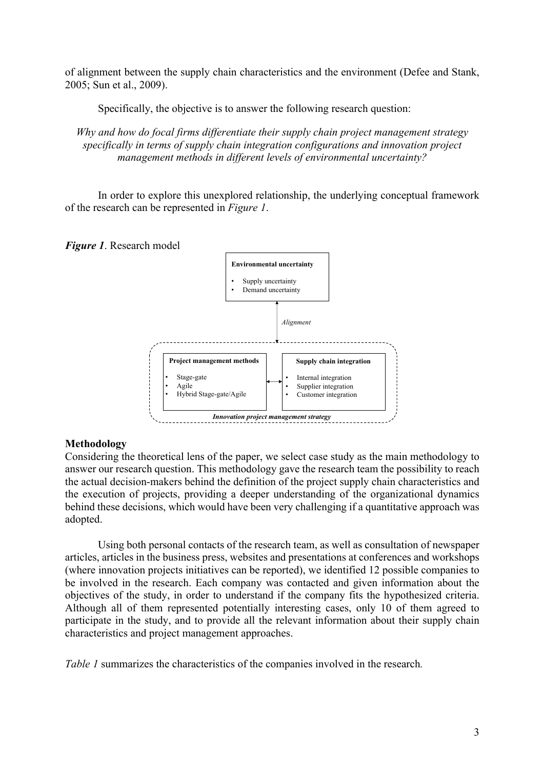of alignment between the supply chain characteristics and the environment (Defee and Stank, 2005; Sun et al., 2009).

Specifically, the objective is to answer the following research question:

*Why and how do focal firms differentiate their supply chain project management strategy specifically in terms of supply chain integration configurations and innovation project management methods in different levels of environmental uncertainty?*

In order to explore this unexplored relationship, the underlying conceptual framework of the research can be represented in *Figure 1*.

***Figure 1***. Research model

**Environmental uncertainty**

- Supply uncertainty
- Demand uncertainty

*Alignment*

**Project management methods**

- Stage-gate
- Agile
- Hybrid Stage-gate/Agile

**Supply chain integration**

- Internal integration
- Supplier integration
- Customer integration

***Innovation project management strategy***

## Methodology

Considering the theoretical lens of the paper, we select case study as the main methodology to answer our research question. This methodology gave the research team the possibility to reach the actual decision-makers behind the definition of the project supply chain characteristics and the execution of projects, providing a deeper understanding of the organizational dynamics behind these decisions, which would have been very challenging if a quantitative approach was adopted.

Using both personal contacts of the research team, as well as consultation of newspaper articles, articles in the business press, websites and presentations at conferences and workshops (where innovation projects initiatives can be reported), we identified 12 possible companies to be involved in the research. Each company was contacted and given information about the objectives of the study, in order to understand if the company fits the hypothesized criteria. Although all of them represented potentially interesting cases, only 10 of them agreed to participate in the study, and to provide all the relevant information about their supply chain characteristics and project management approaches.

*Table 1* summarizes the characteristics of the companies involved in the research*.*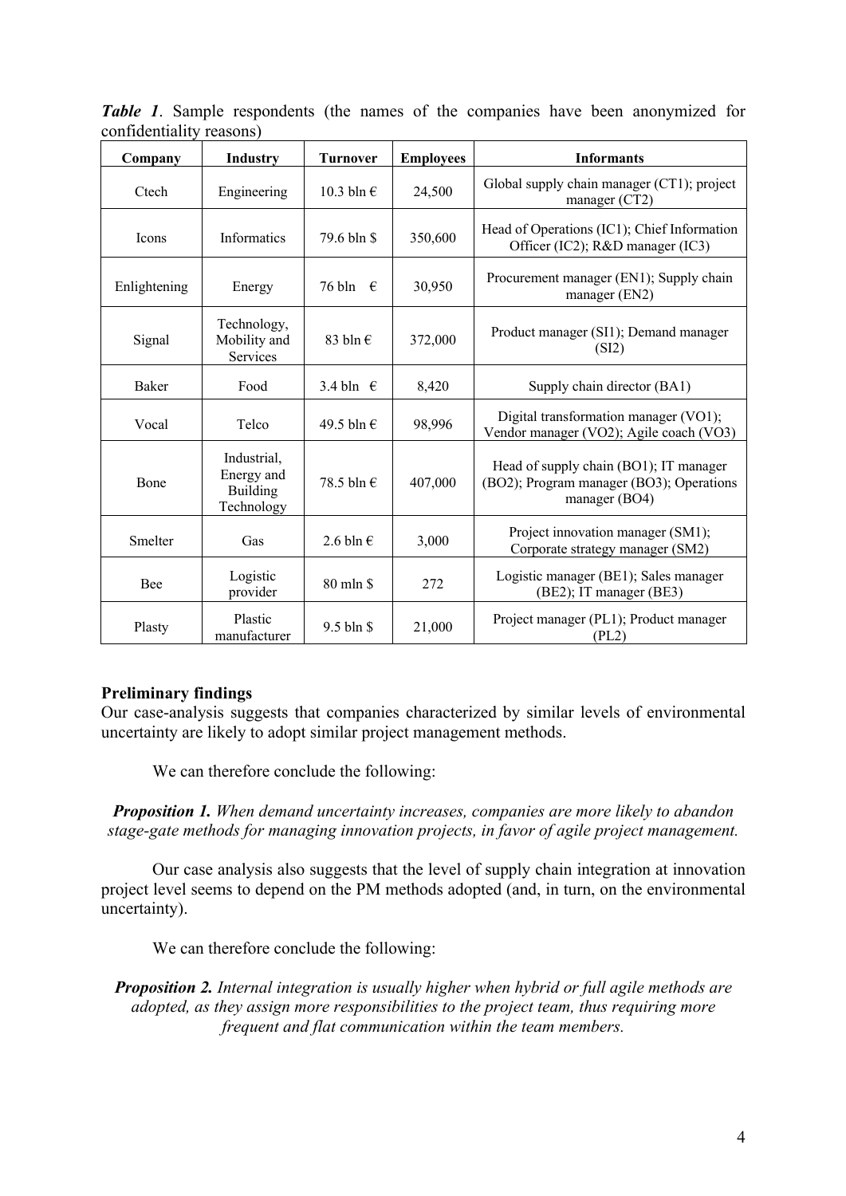***Table 1***. Sample respondents (the names of the companies have been anonymized for confidentiality reasons)

| Company | Industry | Turnover | Employees | Informants |
|---|---|---|---|---|
| Ctech | Engineering | 10.3 bln € | 24,500 | Global supply chain manager (CT1); project manager (CT2) |
| Icons | Informatics | 79.6 bln $ | 350,600 | Head of Operations (IC1); Chief Information Officer (IC2); R&D manager (IC3) |
| Enlightening | Energy | 76 bln € | 30,950 | Procurement manager (EN1); Supply chain manager (EN2) |
| Signal | Technology, Mobility and Services | 83 bln € | 372,000 | Product manager (SI1); Demand manager (SI2) |
| Baker | Food | 3.4 bln € | 8,420 | Supply chain director (BA1) |
| Vocal | Telco | 49.5 bln € | 98,996 | Digital transformation manager (VO1); Vendor manager (VO2); Agile coach (VO3) |
| Bone | Industrial, Energy and Building Technology | 78.5 bln € | 407,000 | Head of supply chain (BO1); IT manager (BO2); Program manager (BO3); Operations manager (BO4) |
| Smelter | Gas | 2.6 bln € | 3,000 | Project innovation manager (SM1); Corporate strategy manager (SM2) |
| Bee | Logistic provider | 80 mln $ | 272 | Logistic manager (BE1); Sales manager (BE2); IT manager (BE3) |
| Plasty | Plastic manufacturer | 9.5 bln $ | 21,000 | Project manager (PL1); Product manager (PL2) |

**Preliminary findings**

Our case-analysis suggests that companies characterized by similar levels of environmental uncertainty are likely to adopt similar project management methods.

We can therefore conclude the following:

***Proposition 1.*** *When demand uncertainty increases, companies are more likely to abandon stage-gate methods for managing innovation projects, in favor of agile project management.*

Our case analysis also suggests that the level of supply chain integration at innovation project level seems to depend on the PM methods adopted (and, in turn, on the environmental uncertainty).

We can therefore conclude the following:

***Proposition 2.*** *Internal integration is usually higher when hybrid or full agile methods are adopted, as they assign more responsibilities to the project team, thus requiring more frequent and flat communication within the team members.*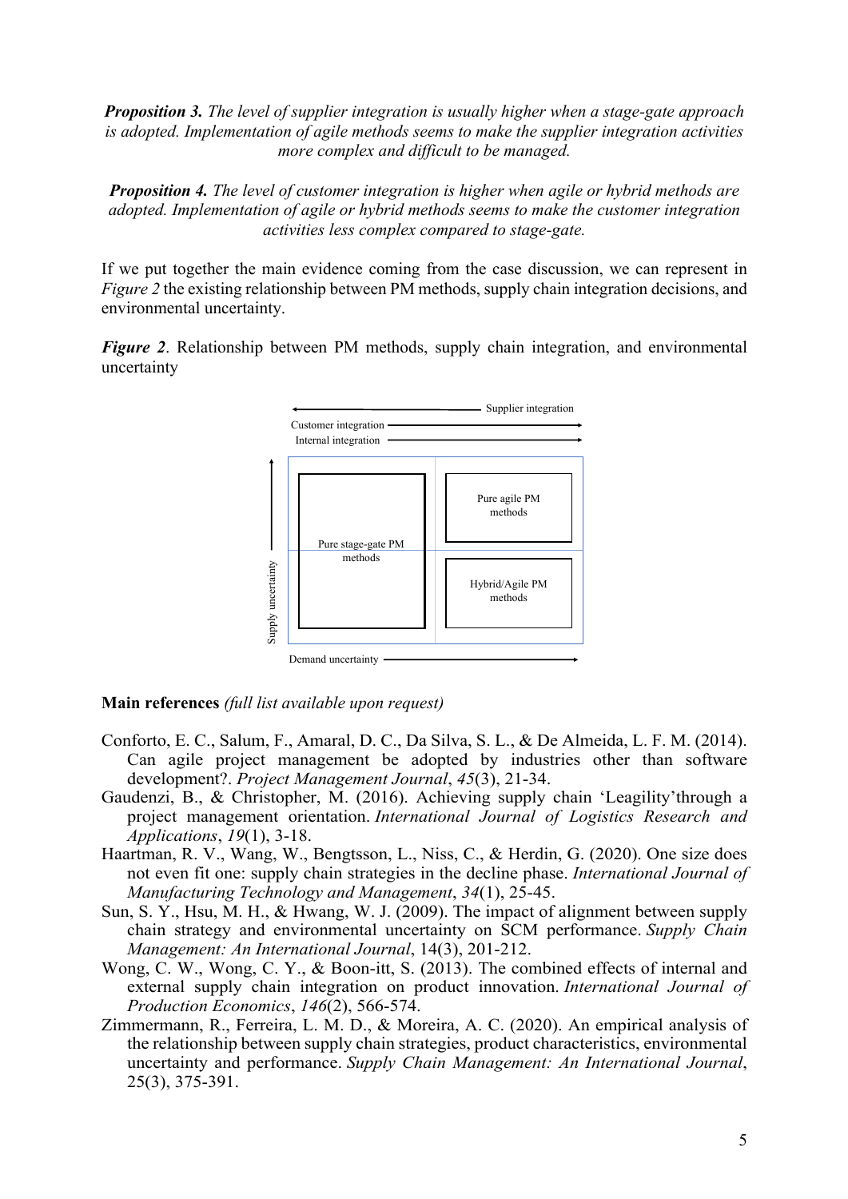***Proposition 3.*** *The level of supplier integration is usually higher when a stage-gate approach is adopted. Implementation of agile methods seems to make the supplier integration activities more complex and difficult to be managed.*

***Proposition 4.*** *The level of customer integration is higher when agile or hybrid methods are adopted. Implementation of agile or hybrid methods seems to make the customer integration activities less complex compared to stage-gate.*

If we put together the main evidence coming from the case discussion, we can represent in *Figure 2* the existing relationship between PM methods, supply chain integration decisions, and environmental uncertainty.

***Figure 2***. Relationship between PM methods, supply chain integration, and environmental uncertainty

Supplier integration

Customer integration

Internal integration

Supply uncertainty

Pure stage-gate PM methods

Pure agile PM methods

Hybrid/Agile PM methods

Demand uncertainty

**Main references** *(full list available upon request)*

Conforto, E. C., Salum, F., Amaral, D. C., Da Silva, S. L., & De Almeida, L. F. M. (2014). Can agile project management be adopted by industries other than software development?. *Project Management Journal*, *45*(3), 21-34.

Gaudenzi, B., & Christopher, M. (2016). Achieving supply chain 'Leagility'through a project management orientation. *International Journal of Logistics Research and Applications*, *19*(1), 3-18.

Haartman, R. V., Wang, W., Bengtsson, L., Niss, C., & Herdin, G. (2020). One size does not even fit one: supply chain strategies in the decline phase. *International Journal of Manufacturing Technology and Management*, *34*(1), 25-45.

Sun, S. Y., Hsu, M. H., & Hwang, W. J. (2009). The impact of alignment between supply chain strategy and environmental uncertainty on SCM performance. *Supply Chain Management: An International Journal*, 14(3), 201-212.

Wong, C. W., Wong, C. Y., & Boon-itt, S. (2013). The combined effects of internal and external supply chain integration on product innovation. *International Journal of Production Economics*, *146*(2), 566-574.

Zimmermann, R., Ferreira, L. M. D., & Moreira, A. C. (2020). An empirical analysis of the relationship between supply chain strategies, product characteristics, environmental uncertainty and performance. *Supply Chain Management: An International Journal*, 25(3), 375-391.